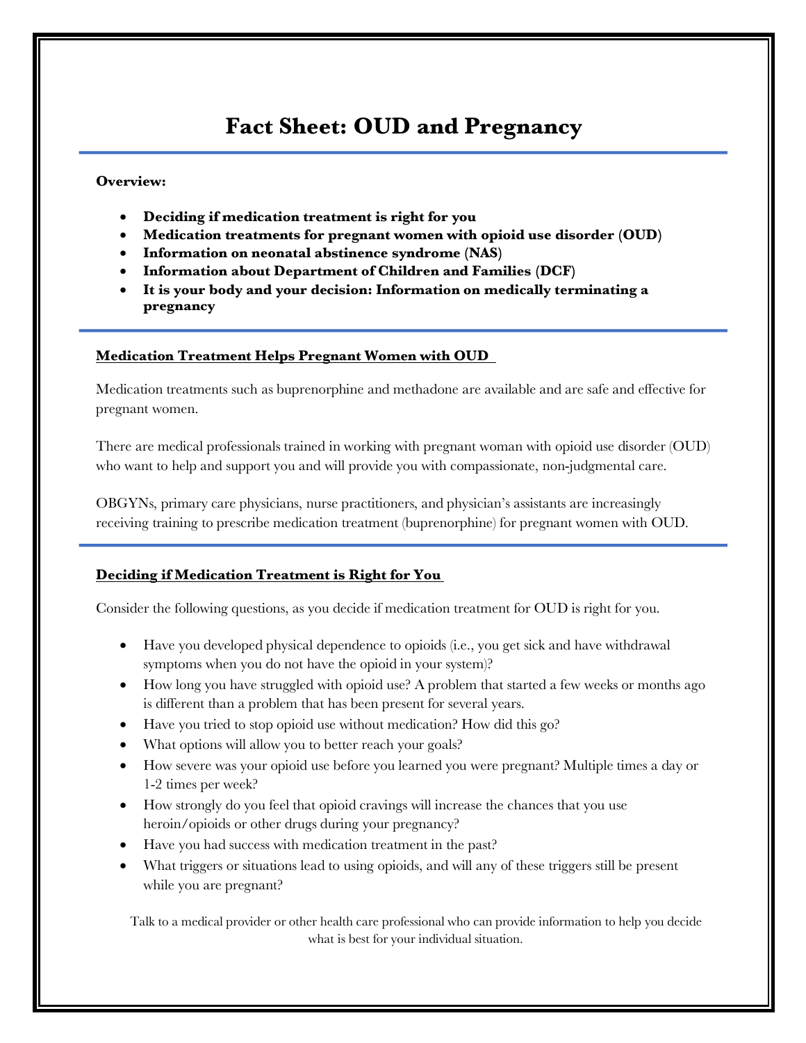# Fact Sheet: OUD and Pregnancy

**Overview:**

- **Deciding if medication treatment is right for you**
- **Medication treatments for pregnant women with opioid use disorder (OUD)**
- **Information on neonatal abstinence syndrome (NAS)**
- **Information about Department of Children and Families (DCF)**
- **It is your body and your decision: Information on medically terminating a pregnancy**

## Medication Treatment Helps Pregnant Women with OUD

Medication treatments such as buprenorphine and methadone are available and are safe and effective for pregnant women.

There are medical professionals trained in working with pregnant woman with opioid use disorder (OUD) who want to help and support you and will provide you with compassionate, non-judgmental care.

OBGYNs, primary care physicians, nurse practitioners, and physician's assistants are increasingly receiving training to prescribe medication treatment (buprenorphine) for pregnant women with OUD.

## Deciding if Medication Treatment is Right for You

Consider the following questions, as you decide if medication treatment for OUD is right for you.

- Have you developed physical dependence to opioids (i.e., you get sick and have withdrawal symptoms when you do not have the opioid in your system)?
- How long you have struggled with opioid use? A problem that started a few weeks or months ago is different than a problem that has been present for several years.
- Have you tried to stop opioid use without medication? How did this go?
- What options will allow you to better reach your goals?
- How severe was your opioid use before you learned you were pregnant? Multiple times a day or 1-2 times per week?
- How strongly do you feel that opioid cravings will increase the chances that you use heroin/opioids or other drugs during your pregnancy?
- Have you had success with medication treatment in the past?
- What triggers or situations lead to using opioids, and will any of these triggers still be present while you are pregnant?

Talk to a medical provider or other health care professional who can provide information to help you decide what is best for your individual situation.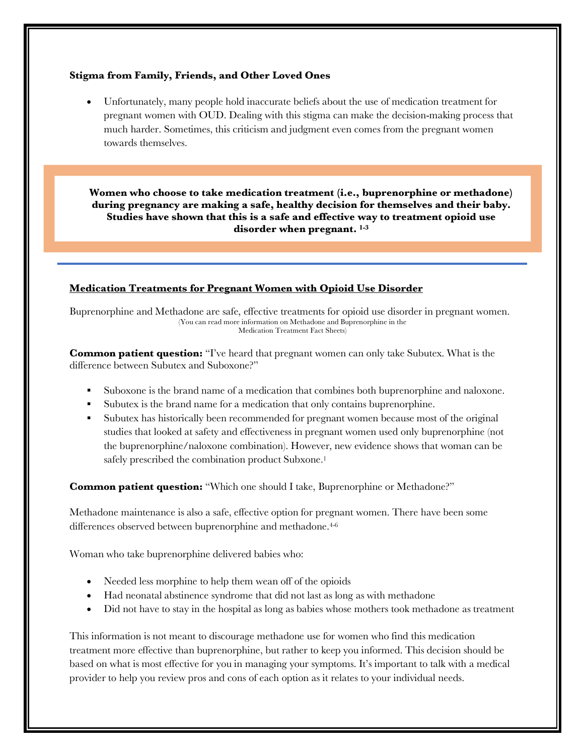**Stigma from Family, Friends, and Other Loved Ones**

- Unfortunately, many people hold inaccurate beliefs about the use of medication treatment for pregnant women with OUD. Dealing with this stigma can make the decision-making process that much harder. Sometimes, this criticism and judgment even comes from the pregnant women towards themselves.

**Women who choose to take medication treatment (i.e., buprenorphine or methadone) during pregnancy are making a safe, healthy decision for themselves and their baby. Studies have shown that this is a safe and effective way to treatment opioid use disorder when pregnant.** [1-3]

---

**Medication Treatments for Pregnant Women with Opioid Use Disorder**

Buprenorphine and Methadone are safe, effective treatments for opioid use disorder in pregnant women.
(You can read more information on Methadone and Buprenorphine in the Medication Treatment Fact Sheets)

**Common patient question:** "I've heard that pregnant women can only take Subutex. What is the difference between Subutex and Suboxone?"

- Suboxone is the brand name of a medication that combines both buprenorphine and naloxone.
- Subutex is the brand name for a medication that only contains buprenorphine.
- Subutex has historically been recommended for pregnant women because most of the original studies that looked at safety and effectiveness in pregnant women used only buprenorphine (not the buprenorphine/naloxone combination). However, new evidence shows that woman can be safely prescribed the combination product Subxone.[1]

**Common patient question:** "Which one should I take, Buprenorphine or Methadone?"

Methadone maintenance is also a safe, effective option for pregnant women. There have been some differences observed between buprenorphine and methadone.[4-6]

Woman who take buprenorphine delivered babies who:

- Needed less morphine to help them wean off of the opioids
- Had neonatal abstinence syndrome that did not last as long as with methadone
- Did not have to stay in the hospital as long as babies whose mothers took methadone as treatment

This information is not meant to discourage methadone use for women who find this medication treatment more effective than buprenorphine, but rather to keep you informed. This decision should be based on what is most effective for you in managing your symptoms. It's important to talk with a medical provider to help you review pros and cons of each option as it relates to your individual needs.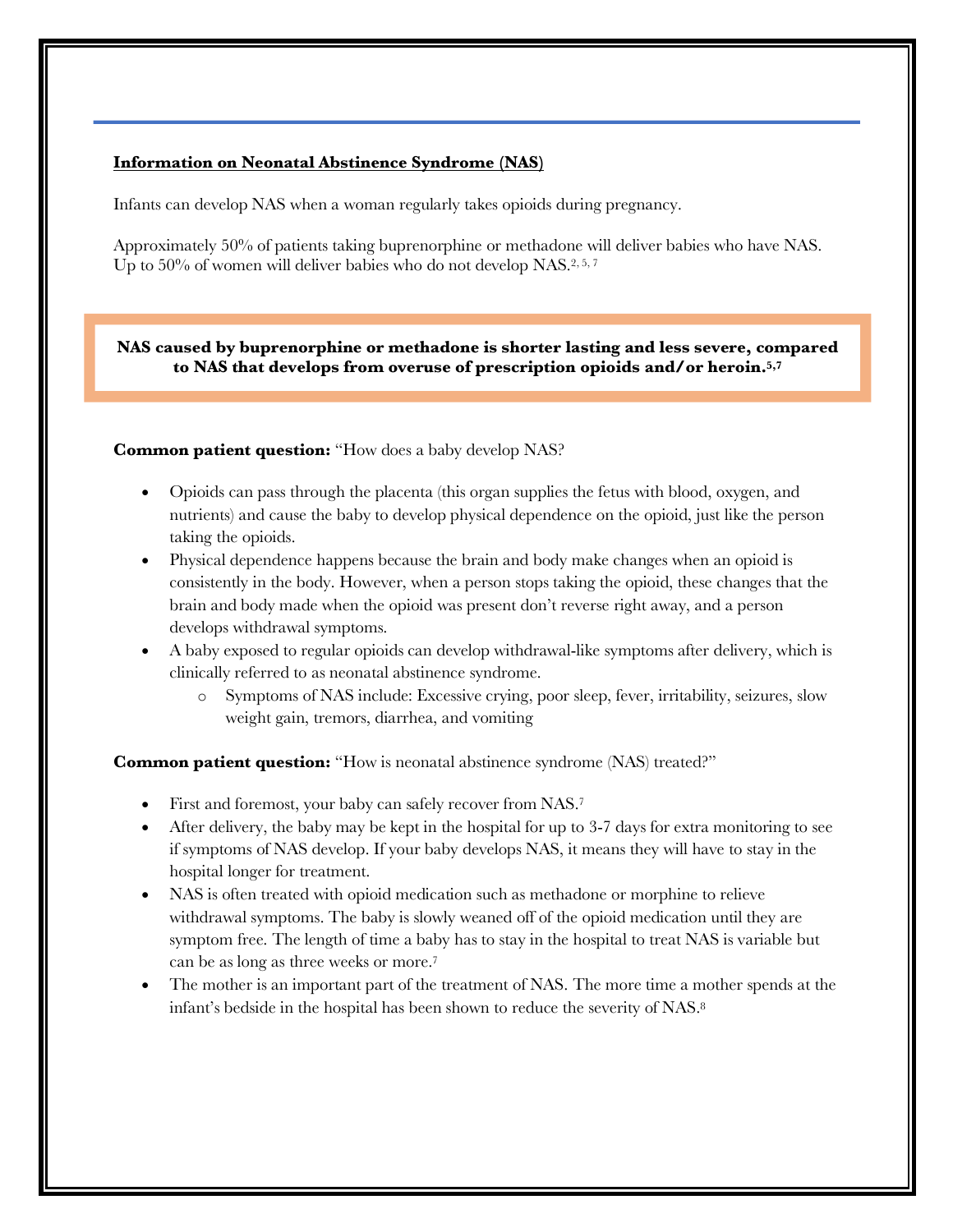**Information on Neonatal Abstinence Syndrome (NAS)**

Infants can develop NAS when a woman regularly takes opioids during pregnancy.

Approximately 50% of patients taking buprenorphine or methadone will deliver babies who have NAS. Up to 50% of women will deliver babies who do not develop NAS.[2, 5, 7]

**NAS caused by buprenorphine or methadone is shorter lasting and less severe, compared to NAS that develops from overuse of prescription opioids and/or heroin.[5,7]**

**Common patient question:** "How does a baby develop NAS?

- Opioids can pass through the placenta (this organ supplies the fetus with blood, oxygen, and nutrients) and cause the baby to develop physical dependence on the opioid, just like the person taking the opioids.
- Physical dependence happens because the brain and body make changes when an opioid is consistently in the body. However, when a person stops taking the opioid, these changes that the brain and body made when the opioid was present don't reverse right away, and a person develops withdrawal symptoms.
- A baby exposed to regular opioids can develop withdrawal-like symptoms after delivery, which is clinically referred to as neonatal abstinence syndrome.
  - Symptoms of NAS include: Excessive crying, poor sleep, fever, irritability, seizures, slow weight gain, tremors, diarrhea, and vomiting

**Common patient question:** "How is neonatal abstinence syndrome (NAS) treated?"

- First and foremost, your baby can safely recover from NAS.[7]
- After delivery, the baby may be kept in the hospital for up to 3-7 days for extra monitoring to see if symptoms of NAS develop. If your baby develops NAS, it means they will have to stay in the hospital longer for treatment.
- NAS is often treated with opioid medication such as methadone or morphine to relieve withdrawal symptoms. The baby is slowly weaned off of the opioid medication until they are symptom free. The length of time a baby has to stay in the hospital to treat NAS is variable but can be as long as three weeks or more.[7]
- The mother is an important part of the treatment of NAS. The more time a mother spends at the infant's bedside in the hospital has been shown to reduce the severity of NAS.[8]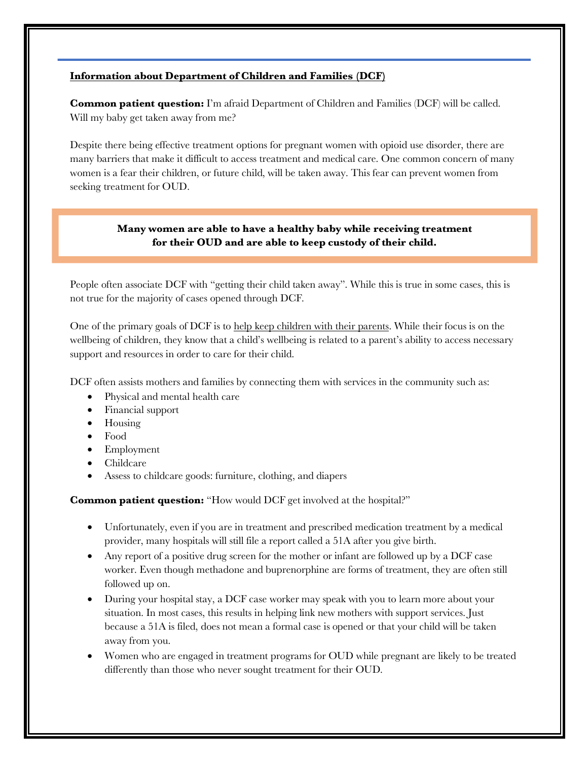**<u>Information about Department of Children and Families (DCF)</u>**

**Common patient question:** I'm afraid Department of Children and Families (DCF) will be called. Will my baby get taken away from me?

Despite there being effective treatment options for pregnant women with opioid use disorder, there are many barriers that make it difficult to access treatment and medical care. One common concern of many women is a fear their children, or future child, will be taken away. This fear can prevent women from seeking treatment for OUD.

**Many women are able to have a healthy baby while receiving treatment for their OUD and are able to keep custody of their child.**

People often associate DCF with "getting their child taken away". While this is true in some cases, this is not true for the majority of cases opened through DCF.

One of the primary goals of DCF is to <u>help keep children with their parents</u>. While their focus is on the wellbeing of children, they know that a child's wellbeing is related to a parent's ability to access necessary support and resources in order to care for their child.

DCF often assists mothers and families by connecting them with services in the community such as:

- Physical and mental health care
- Financial support
- Housing
- Food
- Employment
- Childcare
- Assess to childcare goods: furniture, clothing, and diapers

**Common patient question:** "How would DCF get involved at the hospital?"

- Unfortunately, even if you are in treatment and prescribed medication treatment by a medical provider, many hospitals will still file a report called a 51A after you give birth.
- Any report of a positive drug screen for the mother or infant are followed up by a DCF case worker. Even though methadone and buprenorphine are forms of treatment, they are often still followed up on.
- During your hospital stay, a DCF case worker may speak with you to learn more about your situation. In most cases, this results in helping link new mothers with support services. Just because a 51A is filed, does not mean a formal case is opened or that your child will be taken away from you.
- Women who are engaged in treatment programs for OUD while pregnant are likely to be treated differently than those who never sought treatment for their OUD.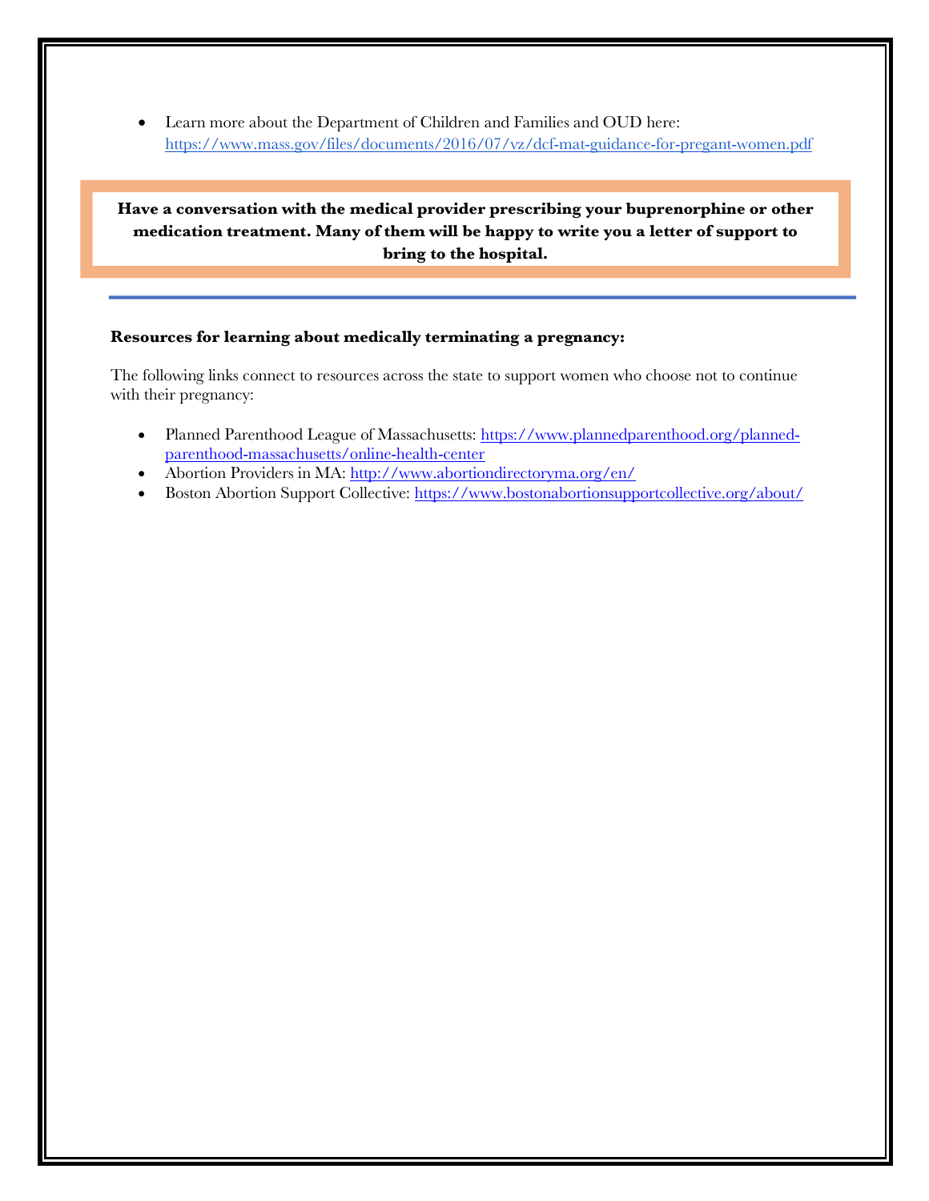- Learn more about the Department of Children and Families and OUD here: https://www.mass.gov/files/documents/2016/07/vz/dcf-mat-guidance-for-pregant-women.pdf

**Have a conversation with the medical provider prescribing your buprenorphine or other medication treatment. Many of them will be happy to write you a letter of support to bring to the hospital.**

---

**Resources for learning about medically terminating a pregnancy:**

The following links connect to resources across the state to support women who choose not to continue with their pregnancy:

- Planned Parenthood League of Massachusetts: https://www.plannedparenthood.org/planned-parenthood-massachusetts/online-health-center
- Abortion Providers in MA: http://www.abortiondirectoryma.org/en/
- Boston Abortion Support Collective: https://www.bostonabortionsupportcollective.org/about/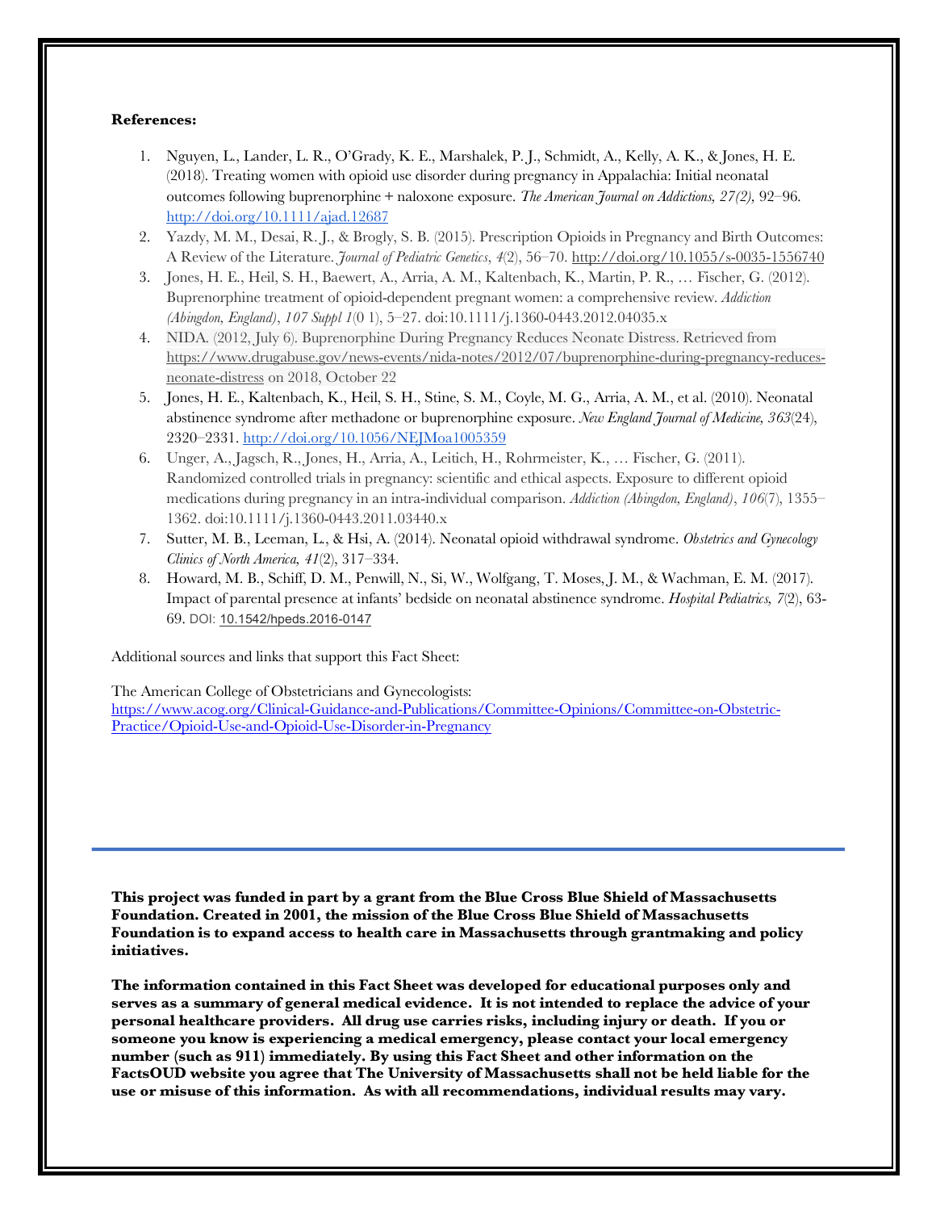**References:**

1. Nguyen, L., Lander, L. R., O'Grady, K. E., Marshalek, P. J., Schmidt, A., Kelly, A. K., & Jones, H. E. (2018). Treating women with opioid use disorder during pregnancy in Appalachia: Initial neonatal outcomes following buprenorphine + naloxone exposure. *The American Journal on Addictions, 27(2),* 92–96. http://doi.org/10.1111/ajad.12687
2. Yazdy, M. M., Desai, R. J., & Brogly, S. B. (2015). Prescription Opioids in Pregnancy and Birth Outcomes: A Review of the Literature. *Journal of Pediatric Genetics*, *4*(2), 56–70. http://doi.org/10.1055/s-0035-1556740
3. Jones, H. E., Heil, S. H., Baewert, A., Arria, A. M., Kaltenbach, K., Martin, P. R., … Fischer, G. (2012). Buprenorphine treatment of opioid-dependent pregnant women: a comprehensive review. *Addiction (Abingdon, England)*, *107 Suppl 1*(0 1), 5–27. doi:10.1111/j.1360-0443.2012.04035.x
4. NIDA. (2012, July 6). Buprenorphine During Pregnancy Reduces Neonate Distress. Retrieved from https://www.drugabuse.gov/news-events/nida-notes/2012/07/buprenorphine-during-pregnancy-reduces-neonate-distress on 2018, October 22
5. Jones, H. E., Kaltenbach, K., Heil, S. H., Stine, S. M., Coyle, M. G., Arria, A. M., et al. (2010). Neonatal abstinence syndrome after methadone or buprenorphine exposure. *New England Journal of Medicine, 363*(24), 2320–2331. http://doi.org/10.1056/NEJMoa1005359
6. Unger, A., Jagsch, R., Jones, H., Arria, A., Leitich, H., Rohrmeister, K., … Fischer, G. (2011). Randomized controlled trials in pregnancy: scientific and ethical aspects. Exposure to different opioid medications during pregnancy in an intra-individual comparison. *Addiction (Abingdon, England)*, *106*(7), 1355–1362. doi:10.1111/j.1360-0443.2011.03440.x
7. Sutter, M. B., Leeman, L., & Hsi, A. (2014). Neonatal opioid withdrawal syndrome. *Obstetrics and Gynecology Clinics of North America, 41*(2), 317–334.
8. Howard, M. B., Schiff, D. M., Penwill, N., Si, W., Wolfgang, T. Moses, J. M., & Wachman, E. M. (2017). Impact of parental presence at infants' bedside on neonatal abstinence syndrome. *Hospital Pediatrics, 7*(2), 63-69. DOI: 10.1542/hpeds.2016-0147

Additional sources and links that support this Fact Sheet:

The American College of Obstetricians and Gynecologists:
https://www.acog.org/Clinical-Guidance-and-Publications/Committee-Opinions/Committee-on-Obstetric-Practice/Opioid-Use-and-Opioid-Use-Disorder-in-Pregnancy

---

**This project was funded in part by a grant from the Blue Cross Blue Shield of Massachusetts Foundation. Created in 2001, the mission of the Blue Cross Blue Shield of Massachusetts Foundation is to expand access to health care in Massachusetts through grantmaking and policy initiatives.**

**The information contained in this Fact Sheet was developed for educational purposes only and serves as a summary of general medical evidence. It is not intended to replace the advice of your personal healthcare providers. All drug use carries risks, including injury or death. If you or someone you know is experiencing a medical emergency, please contact your local emergency number (such as 911) immediately. By using this Fact Sheet and other information on the FactsOUD website you agree that The University of Massachusetts shall not be held liable for the use or misuse of this information. As with all recommendations, individual results may vary.**